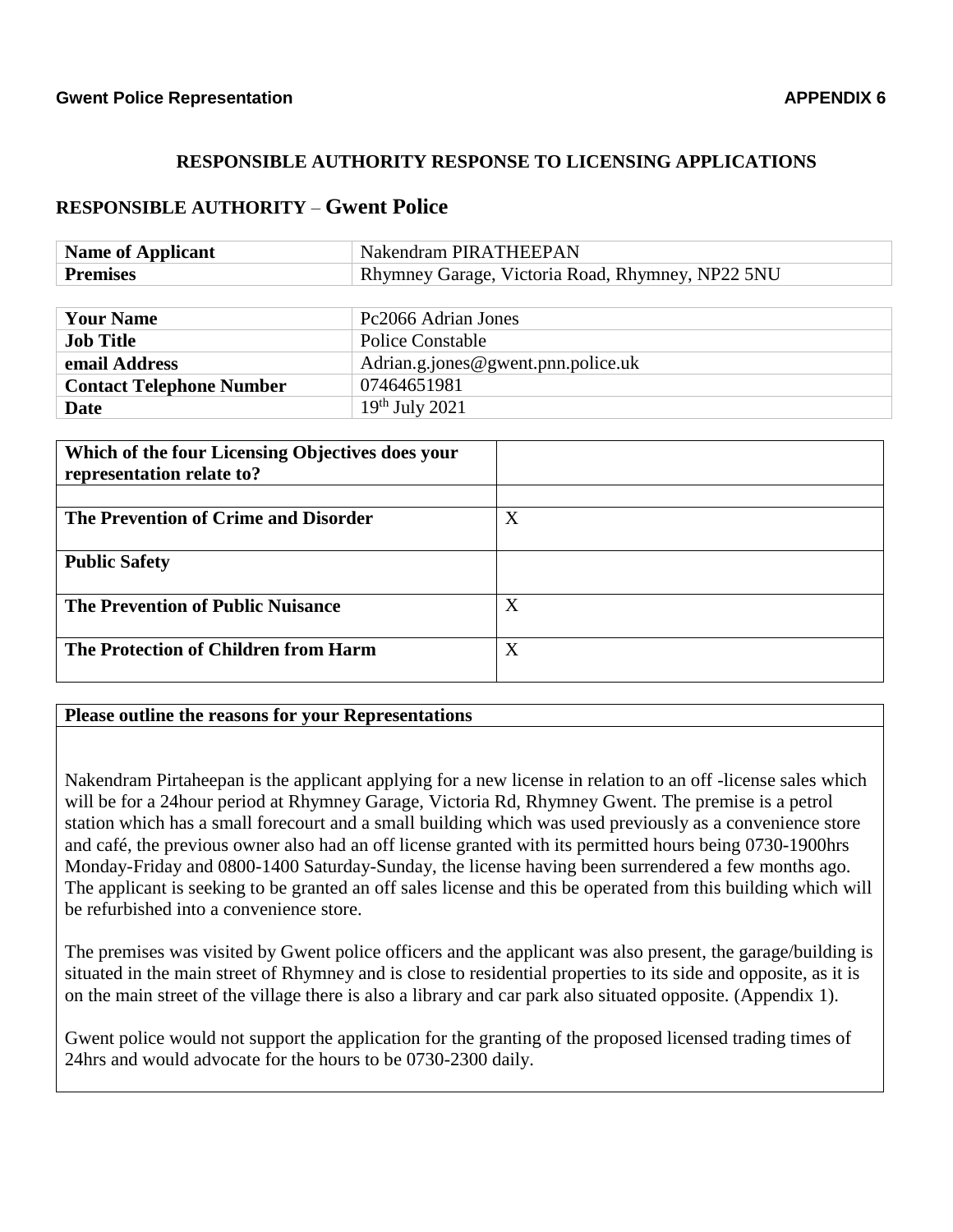**Gwent Police Representation** **APPENDIX 6**

## RESPONSIBLE AUTHORITY RESPONSE TO LICENSING APPLICATIONS

## RESPONSIBLE AUTHORITY – Gwent Police

| **Name of Applicant** | Nakendram PIRATHEEPAN |
|---|---|
| **Premises** | Rhymney Garage, Victoria Road, Rhymney, NP22 5NU |

| **Your Name** | Pc2066 Adrian Jones |
|---|---|
| **Job Title** | Police Constable |
| **email Address** | Adrian.g.jones@gwent.pnn.police.uk |
| **Contact Telephone Number** | 07464651981 |
| **Date** | 19th July 2021 |

| **Which of the four Licensing Objectives does your representation relate to?** | |
|---|---|
| | |
| **The Prevention of Crime and Disorder** | X |
| **Public Safety** | |
| **The Prevention of Public Nuisance** | X |
| **The Protection of Children from Harm** | X |

**Please outline the reasons for your Representations**

Nakendram Pirtaheepan is the applicant applying for a new license in relation to an off -license sales which will be for a 24hour period at Rhymney Garage, Victoria Rd, Rhymney Gwent. The premise is a petrol station which has a small forecourt and a small building which was used previously as a convenience store and café, the previous owner also had an off license granted with its permitted hours being 0730-1900hrs Monday-Friday and 0800-1400 Saturday-Sunday, the license having been surrendered a few months ago. The applicant is seeking to be granted an off sales license and this be operated from this building which will be refurbished into a convenience store.

The premises was visited by Gwent police officers and the applicant was also present, the garage/building is situated in the main street of Rhymney and is close to residential properties to its side and opposite, as it is on the main street of the village there is also a library and car park also situated opposite. (Appendix 1).

Gwent police would not support the application for the granting of the proposed licensed trading times of 24hrs and would advocate for the hours to be 0730-2300 daily.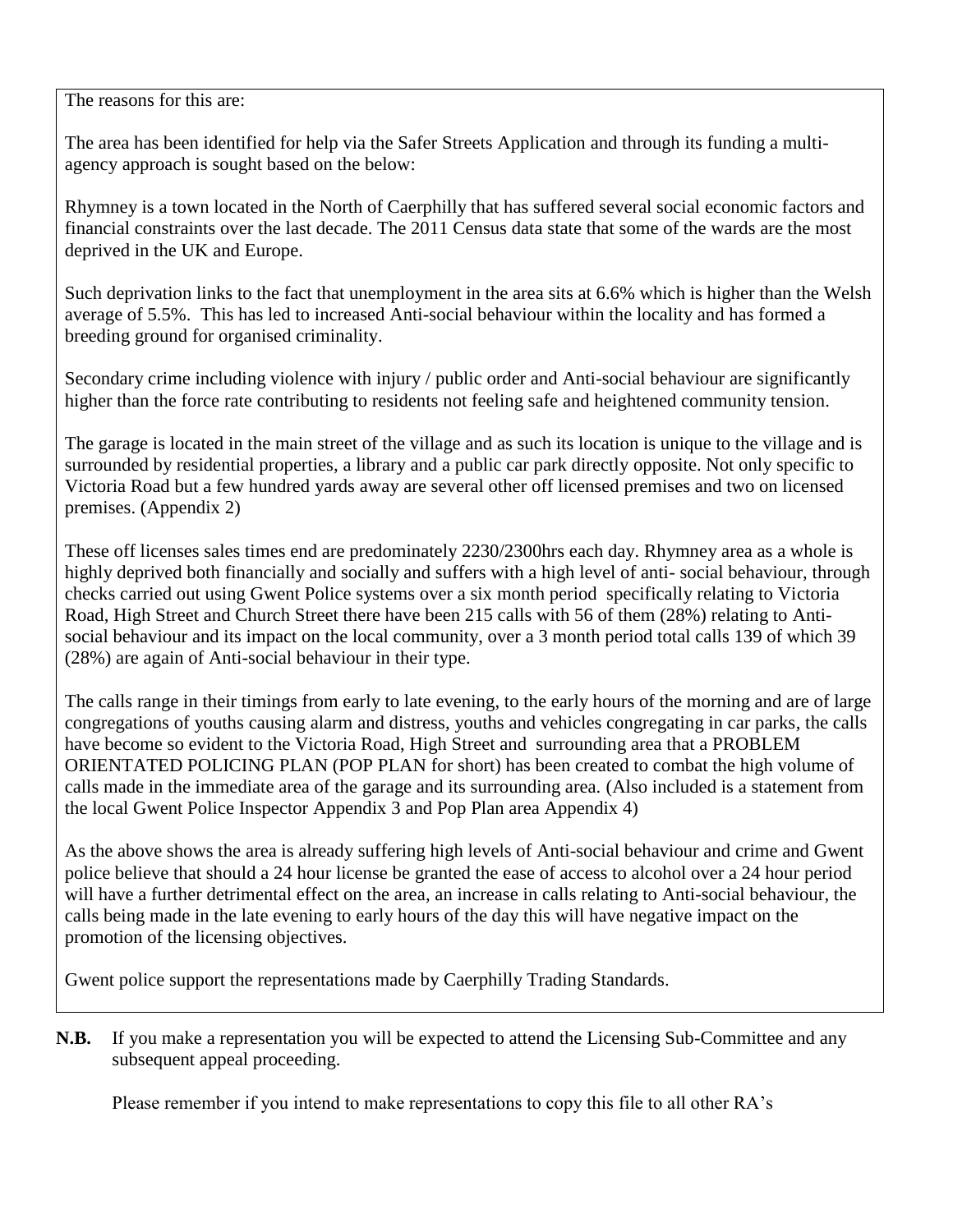The reasons for this are:

The area has been identified for help via the Safer Streets Application and through its funding a multi-agency approach is sought based on the below:

Rhymney is a town located in the North of Caerphilly that has suffered several social economic factors and financial constraints over the last decade. The 2011 Census data state that some of the wards are the most deprived in the UK and Europe.

Such deprivation links to the fact that unemployment in the area sits at 6.6% which is higher than the Welsh average of 5.5%. This has led to increased Anti-social behaviour within the locality and has formed a breeding ground for organised criminality.

Secondary crime including violence with injury / public order and Anti-social behaviour are significantly higher than the force rate contributing to residents not feeling safe and heightened community tension.

The garage is located in the main street of the village and as such its location is unique to the village and is surrounded by residential properties, a library and a public car park directly opposite. Not only specific to Victoria Road but a few hundred yards away are several other off licensed premises and two on licensed premises. (Appendix 2)

These off licenses sales times end are predominately 2230/2300hrs each day. Rhymney area as a whole is highly deprived both financially and socially and suffers with a high level of anti- social behaviour, through checks carried out using Gwent Police systems over a six month period specifically relating to Victoria Road, High Street and Church Street there have been 215 calls with 56 of them (28%) relating to Anti-social behaviour and its impact on the local community, over a 3 month period total calls 139 of which 39 (28%) are again of Anti-social behaviour in their type.

The calls range in their timings from early to late evening, to the early hours of the morning and are of large congregations of youths causing alarm and distress, youths and vehicles congregating in car parks, the calls have become so evident to the Victoria Road, High Street and surrounding area that a PROBLEM ORIENTATED POLICING PLAN (POP PLAN for short) has been created to combat the high volume of calls made in the immediate area of the garage and its surrounding area. (Also included is a statement from the local Gwent Police Inspector Appendix 3 and Pop Plan area Appendix 4)

As the above shows the area is already suffering high levels of Anti-social behaviour and crime and Gwent police believe that should a 24 hour license be granted the ease of access to alcohol over a 24 hour period will have a further detrimental effect on the area, an increase in calls relating to Anti-social behaviour, the calls being made in the late evening to early hours of the day this will have negative impact on the promotion of the licensing objectives.

Gwent police support the representations made by Caerphilly Trading Standards.

**N.B.** If you make a representation you will be expected to attend the Licensing Sub-Committee and any subsequent appeal proceeding.

Please remember if you intend to make representations to copy this file to all other RA's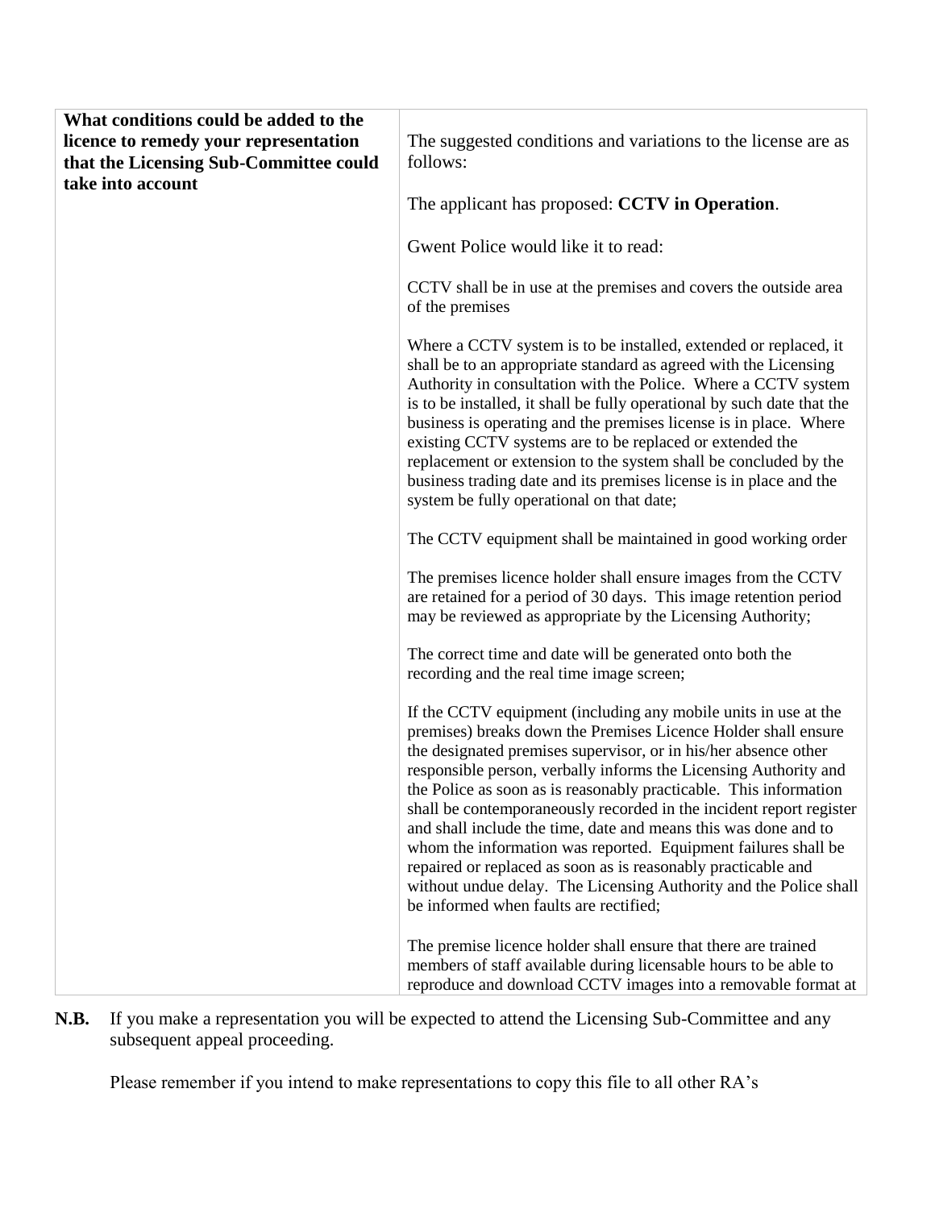| **What conditions could be added to the licence to remedy your representation that the Licensing Sub-Committee could take into account** | The suggested conditions and variations to the license are as follows:<br><br>The applicant has proposed: **CCTV in Operation**.<br><br>Gwent Police would like it to read:<br><br>CCTV shall be in use at the premises and covers the outside area of the premises<br><br>Where a CCTV system is to be installed, extended or replaced, it shall be to an appropriate standard as agreed with the Licensing Authority in consultation with the Police. Where a CCTV system is to be installed, it shall be fully operational by such date that the business is operating and the premises license is in place. Where existing CCTV systems are to be replaced or extended the replacement or extension to the system shall be concluded by the business trading date and its premises license is in place and the system be fully operational on that date;<br><br>The CCTV equipment shall be maintained in good working order<br><br>The premises licence holder shall ensure images from the CCTV are retained for a period of 30 days. This image retention period may be reviewed as appropriate by the Licensing Authority;<br><br>The correct time and date will be generated onto both the recording and the real time image screen;<br><br>If the CCTV equipment (including any mobile units in use at the premises) breaks down the Premises Licence Holder shall ensure the designated premises supervisor, or in his/her absence other responsible person, verbally informs the Licensing Authority and the Police as soon as is reasonably practicable. This information shall be contemporaneously recorded in the incident report register and shall include the time, date and means this was done and to whom the information was reported. Equipment failures shall be repaired or replaced as soon as is reasonably practicable and without undue delay. The Licensing Authority and the Police shall be informed when faults are rectified;<br><br>The premise licence holder shall ensure that there are trained members of staff available during licensable hours to be able to reproduce and download CCTV images into a removable format at |
|---|---|

**N.B.** If you make a representation you will be expected to attend the Licensing Sub-Committee and any subsequent appeal proceeding.

Please remember if you intend to make representations to copy this file to all other RA's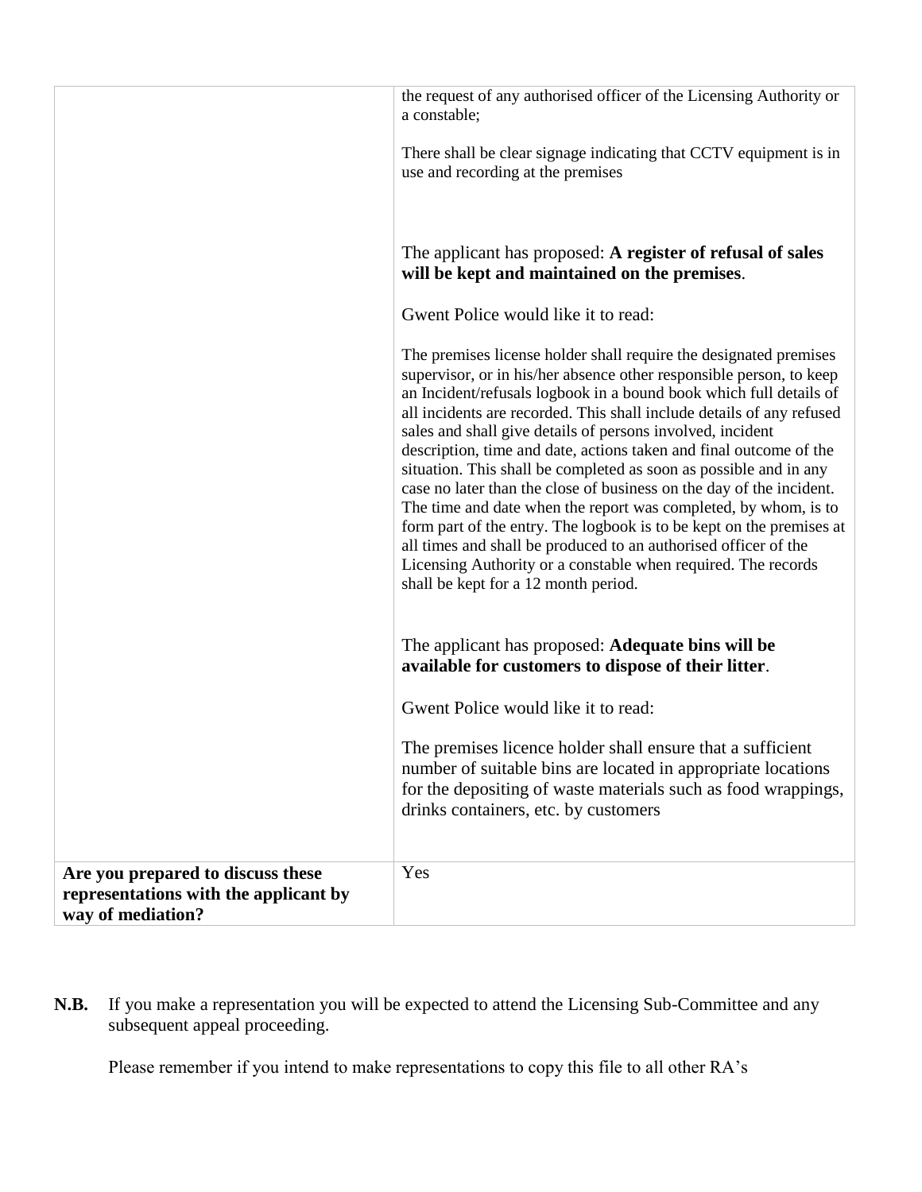| | |
|---|---|
| | the request of any authorised officer of the Licensing Authority or a constable;<br><br>There shall be clear signage indicating that CCTV equipment is in use and recording at the premises<br><br>The applicant has proposed: **A register of refusal of sales will be kept and maintained on the premises**.<br><br>Gwent Police would like it to read:<br><br>The premises license holder shall require the designated premises supervisor, or in his/her absence other responsible person, to keep an Incident/refusals logbook in a bound book which full details of all incidents are recorded. This shall include details of any refused sales and shall give details of persons involved, incident description, time and date, actions taken and final outcome of the situation. This shall be completed as soon as possible and in any case no later than the close of business on the day of the incident. The time and date when the report was completed, by whom, is to form part of the entry. The logbook is to be kept on the premises at all times and shall be produced to an authorised officer of the Licensing Authority or a constable when required. The records shall be kept for a 12 month period.<br><br>The applicant has proposed: **Adequate bins will be available for customers to dispose of their litter**.<br><br>Gwent Police would like it to read:<br><br>The premises licence holder shall ensure that a sufficient number of suitable bins are located in appropriate locations for the depositing of waste materials such as food wrappings, drinks containers, etc. by customers |
| **Are you prepared to discuss these representations with the applicant by way of mediation?** | Yes |

**N.B.** If you make a representation you will be expected to attend the Licensing Sub-Committee and any subsequent appeal proceeding.

Please remember if you intend to make representations to copy this file to all other RA's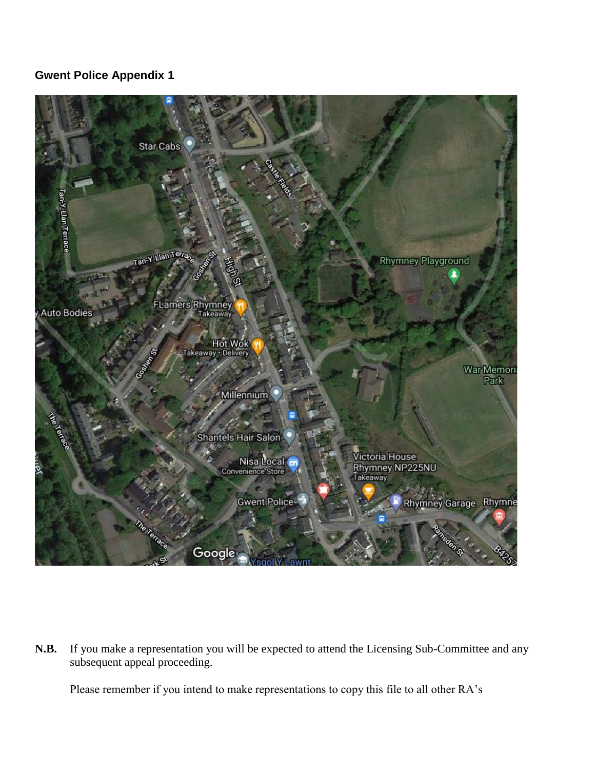**Gwent Police Appendix 1**

**N.B.** If you make a representation you will be expected to attend the Licensing Sub-Committee and any subsequent appeal proceeding.

Please remember if you intend to make representations to copy this file to all other RA's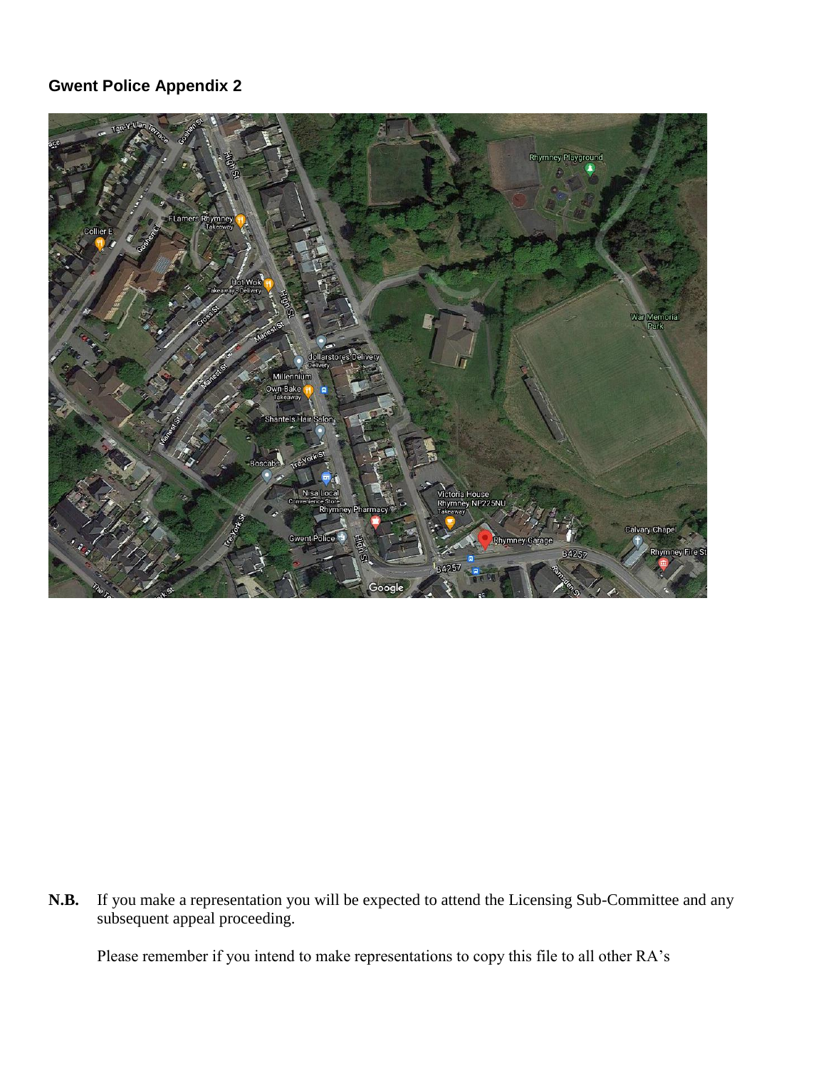**Gwent Police Appendix 2**

**N.B.** If you make a representation you will be expected to attend the Licensing Sub-Committee and any subsequent appeal proceeding.

Please remember if you intend to make representations to copy this file to all other RA's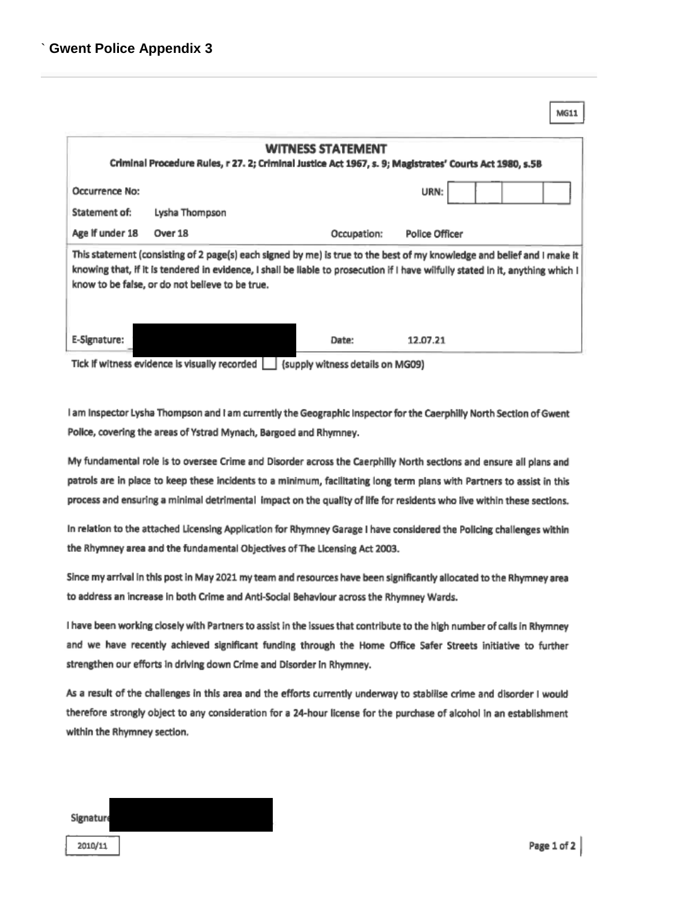` **Gwent Police Appendix 3**

MG11

## WITNESS STATEMENT

**Criminal Procedure Rules, r 27. 2; Criminal Justice Act 1967, s. 9; Magistrates' Courts Act 1980, s.5B**

| | | | |
|---|---|---|---|
| Occurrence No: | | URN: | |
| Statement of: | Lysha Thompson | | |
| Age if under 18 | Over 18 | Occupation: | Police Officer |

This statement (consisting of 2 page(s) each signed by me) is true to the best of my knowledge and belief and I make it knowing that, if it is tendered in evidence, I shall be liable to prosecution if I have wilfully stated in it, anything which I know to be false, or do not believe to be true.

E-Signature: [redacted] Date: 12.07.21

Tick if witness evidence is visually recorded ☐ (supply witness details on MG09)

I am Inspector Lysha Thompson and I am currently the Geographic Inspector for the Caerphilly North Section of Gwent Police, covering the areas of Ystrad Mynach, Bargoed and Rhymney.

My fundamental role is to oversee Crime and Disorder across the Caerphilly North sections and ensure all plans and patrols are in place to keep these incidents to a minimum, facilitating long term plans with Partners to assist in this process and ensuring a minimal detrimental impact on the quality of life for residents who live within these sections.

In relation to the attached Licensing Application for Rhymney Garage I have considered the Policing challenges within the Rhymney area and the fundamental Objectives of The Licensing Act 2003.

Since my arrival in this post in May 2021 my team and resources have been significantly allocated to the Rhymney area to address an increase in both Crime and Anti-Social Behaviour across the Rhymney Wards.

I have been working closely with Partners to assist in the issues that contribute to the high number of calls in Rhymney and we have recently achieved significant funding through the Home Office Safer Streets initiative to further strengthen our efforts in driving down Crime and Disorder in Rhymney.

As a result of the challenges in this area and the efforts currently underway to stabilise crime and disorder I would therefore strongly object to any consideration for a 24-hour license for the purchase of alcohol in an establishment within the Rhymney section.

Signature [redacted]

2010/11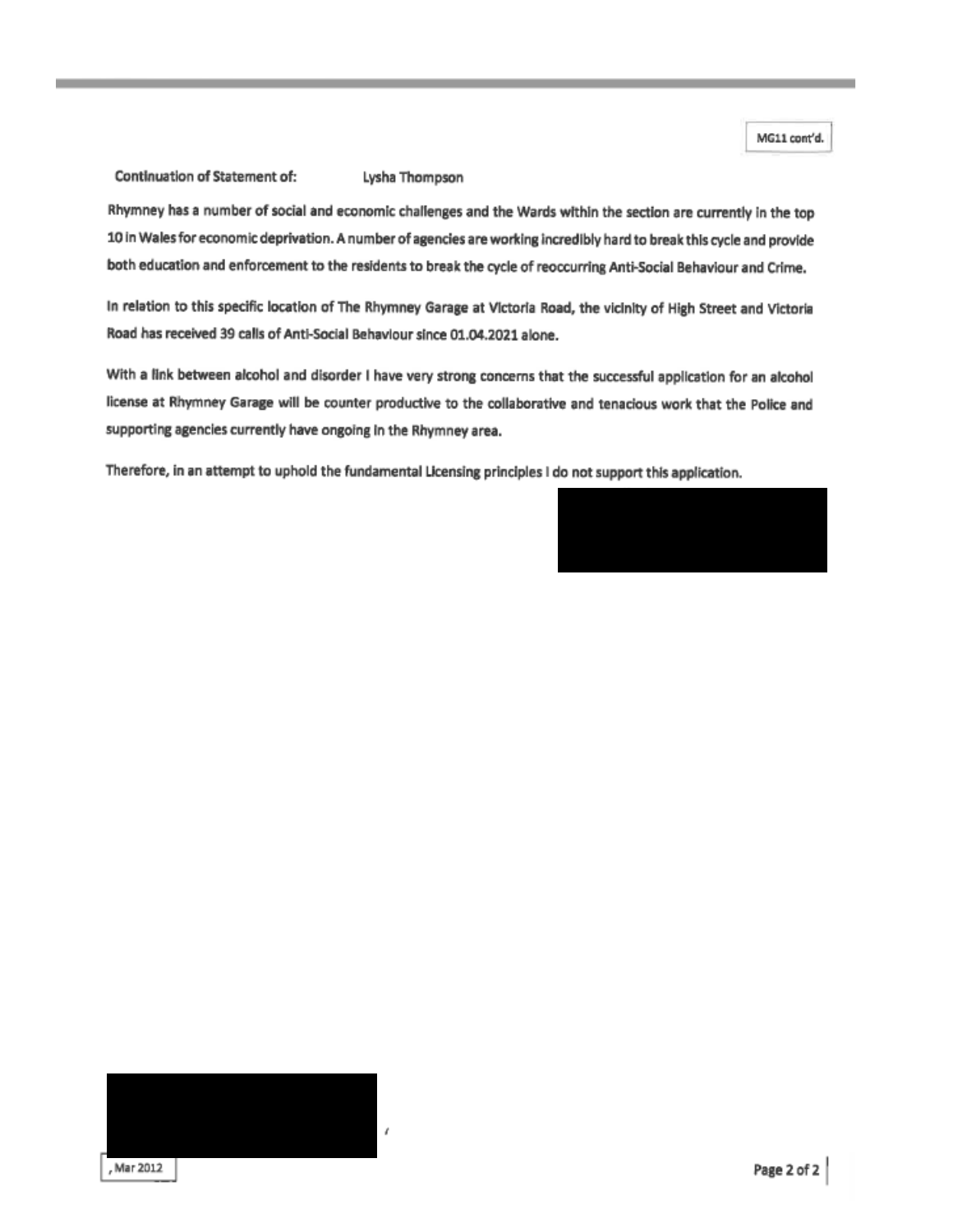MG11 cont'd.

Continuation of Statement of: Lysha Thompson

Rhymney has a number of social and economic challenges and the Wards within the section are currently in the top 10 in Wales for economic deprivation. A number of agencies are working incredibly hard to break this cycle and provide both education and enforcement to the residents to break the cycle of reoccurring Anti-Social Behaviour and Crime.

In relation to this specific location of The Rhymney Garage at Victoria Road, the vicinity of High Street and Victoria Road has received 39 calls of Anti-Social Behaviour since 01.04.2021 alone.

With a link between alcohol and disorder I have very strong concerns that the successful application for an alcohol license at Rhymney Garage will be counter productive to the collaborative and tenacious work that the Police and supporting agencies currently have ongoing in the Rhymney area.

Therefore, in an attempt to uphold the fundamental Licensing principles I do not support this application.

, Mar 2012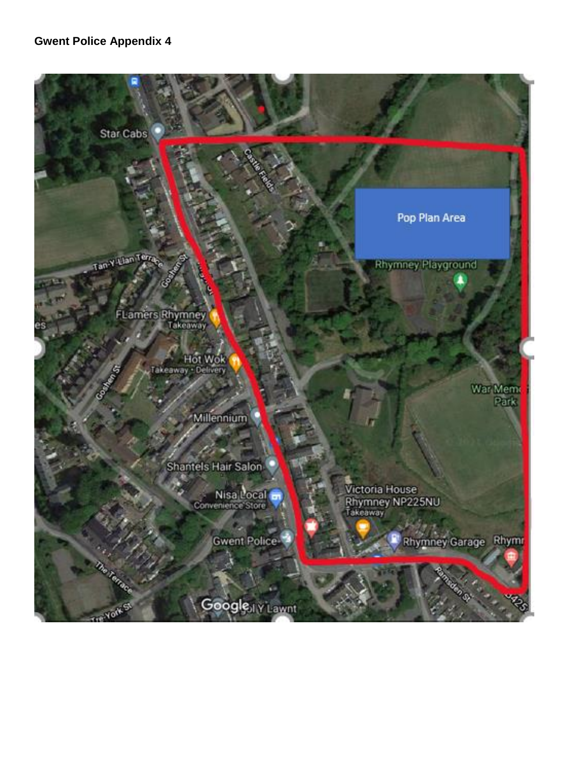**Gwent Police Appendix 4**